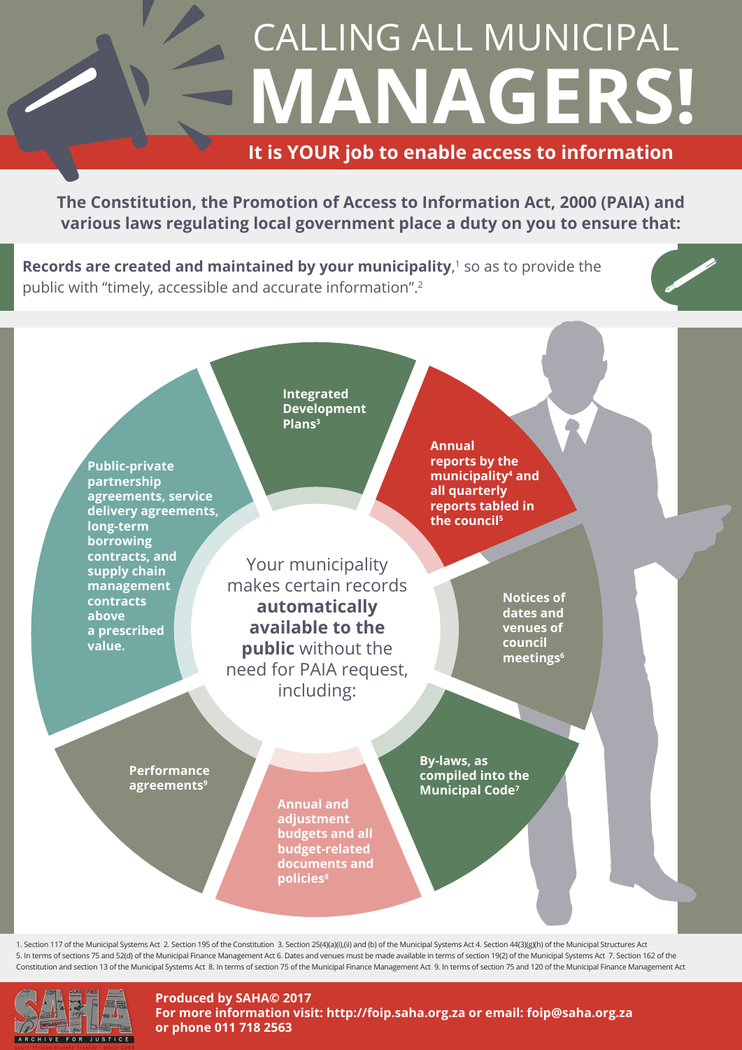# CALLING ALL MUNICIPAL MANAGERS!

**It is YOUR job to enable access to information**

**The Constitution, the Promotion of Access to Information Act, 2000 (PAIA) and various laws regulating local government place a duty on you to ensure that:**

**Records are created and maintained by your municipality**,[1] so as to provide the public with "timely, accessible and accurate information".[2]

Your municipality makes certain records **automatically available to the public** without the need for PAIA request, including:

- **Integrated Development Plans**[3]
- **Annual reports by the municipality**[4] **and all quarterly reports tabled in the council**[5]
- **Notices of dates and venues of council meetings**[6]
- **By-laws, as compiled into the Municipal Code**[7]
- **Annual and adjustment budgets and all budget-related documents and policies**[8]
- **Performance agreements**[9]
- **Public-private partnership agreements, service delivery agreements, long-term borrowing contracts, and supply chain management contracts above a prescribed value.**

1. Section 117 of the Municipal Systems Act 2. Section 195 of the Constitution 3. Section 25(4)(a)(i),(ii) and (b) of the Municipal Systems Act 4. Section 44(3)(g)(h) of the Municipal Structures Act 5. In terms of sections 75 and 52(d) of the Municipal Finance Management Act 6. Dates and venues must be made available in terms of section 19(2) of the Municipal Systems Act 7. Section 162 of the Constitution and section 13 of the Municipal Systems Act 8. In terms of section 75 of the Municipal Finance Management Act 9. In terms of section 75 and 120 of the Municipal Finance Management Act

**Produced by SAHA© 2017**
**For more information visit: http://foip.saha.org.za or email: foip@saha.org.za or phone 011 718 2563**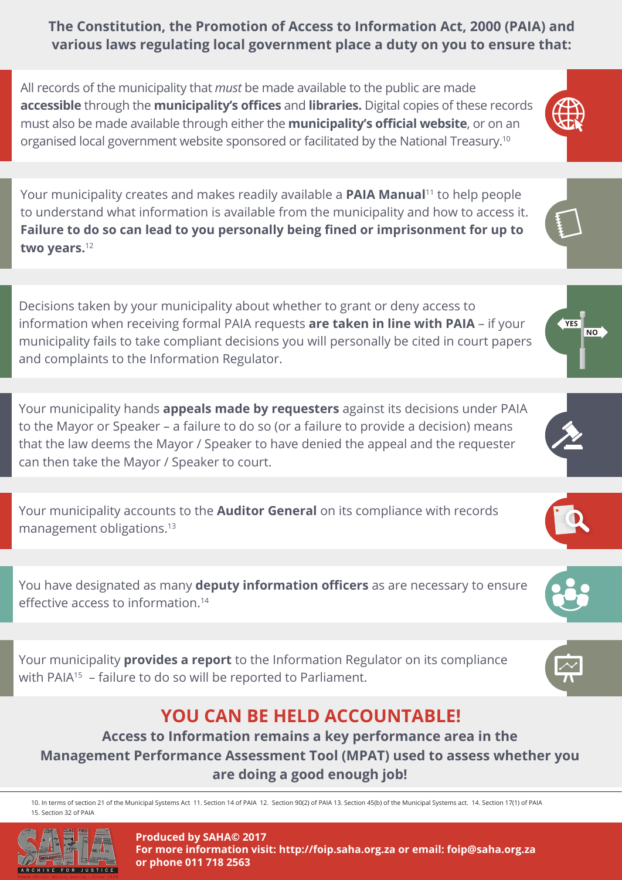**The Constitution, the Promotion of Access to Information Act, 2000 (PAIA) and various laws regulating local government place a duty on you to ensure that:**

All records of the municipality that *must* be made available to the public are made **accessible** through the **municipality's offices** and **libraries.** Digital copies of these records must also be made available through either the **municipality's official website**, or on an organised local government website sponsored or facilitated by the National Treasury.[10]

Your municipality creates and makes readily available a **PAIA Manual**[11] to help people to understand what information is available from the municipality and how to access it. **Failure to do so can lead to you personally being fined or imprisonment for up to two years.**[12]

Decisions taken by your municipality about whether to grant or deny access to information when receiving formal PAIA requests **are taken in line with PAIA** – if your municipality fails to take compliant decisions you will personally be cited in court papers and complaints to the Information Regulator.

Your municipality hands **appeals made by requesters** against its decisions under PAIA to the Mayor or Speaker – a failure to do so (or a failure to provide a decision) means that the law deems the Mayor / Speaker to have denied the appeal and the requester can then take the Mayor / Speaker to court.

Your municipality accounts to the **Auditor General** on its compliance with records management obligations.[13]

You have designated as many **deputy information officers** as are necessary to ensure effective access to information.[14]

Your municipality **provides a report** to the Information Regulator on its compliance with PAIA[15] – failure to do so will be reported to Parliament.

## YOU CAN BE HELD ACCOUNTABLE!

**Access to Information remains a key performance area in the Management Performance Assessment Tool (MPAT) used to assess whether you are doing a good enough job!**

10. In terms of section 21 of the Municipal Systems Act 11. Section 14 of PAIA 12. Section 90(2) of PAIA 13. Section 45(b) of the Municipal Systems act. 14. Section 17(1) of PAIA 15. Section 32 of PAIA

**Produced by SAHA© 2017**
**For more information visit: http://foip.saha.org.za or email: foip@saha.org.za or phone 011 718 2563**